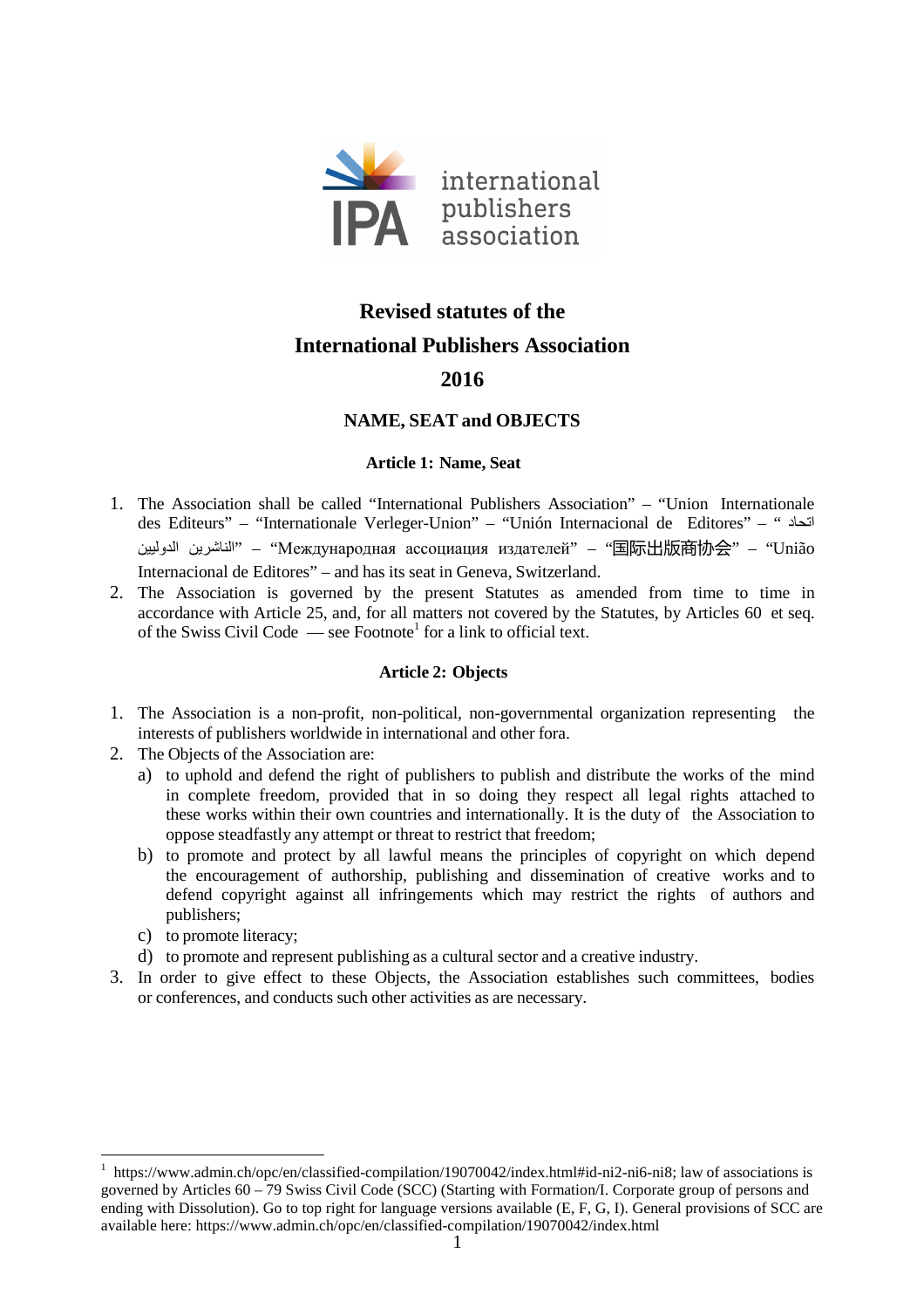# Revised statutes of the International Publishers Association 2016

## NAME, SEAT and OBJECTS

### Article 1: Name, Seat

1. The Association shall be called "International Publishers Association" – "Union Internationale des Editeurs" – "Internationale Verleger-Union" – "Unión Internacional de Editores" – "اتحاد الناشرين الدوليين" – "Международная ассоциация издателей" – "国际出版商协会" – "União Internacional de Editores" – and has its seat in Geneva, Switzerland.
2. The Association is governed by the present Statutes as amended from time to time in accordance with Article 25, and, for all matters not covered by the Statutes, by Articles 60 et seq. of the Swiss Civil Code — see Footnote[1] for a link to official text.

### Article 2: Objects

1. The Association is a non-profit, non-political, non-governmental organization representing the interests of publishers worldwide in international and other fora.
2. The Objects of the Association are:
   a) to uphold and defend the right of publishers to publish and distribute the works of the mind in complete freedom, provided that in so doing they respect all legal rights attached to these works within their own countries and internationally. It is the duty of the Association to oppose steadfastly any attempt or threat to restrict that freedom;
   b) to promote and protect by all lawful means the principles of copyright on which depend the encouragement of authorship, publishing and dissemination of creative works and to defend copyright against all infringements which may restrict the rights of authors and publishers;
   c) to promote literacy;
   d) to promote and represent publishing as a cultural sector and a creative industry.
3. In order to give effect to these Objects, the Association establishes such committees, bodies or conferences, and conducts such other activities as are necessary.

---

[1] https://www.admin.ch/opc/en/classified-compilation/19070042/index.html#id-ni2-ni6-ni8; law of associations is governed by Articles 60 – 79 Swiss Civil Code (SCC) (Starting with Formation/I. Corporate group of persons and ending with Dissolution). Go to top right for language versions available (E, F, G, I). General provisions of SCC are available here: https://www.admin.ch/opc/en/classified-compilation/19070042/index.html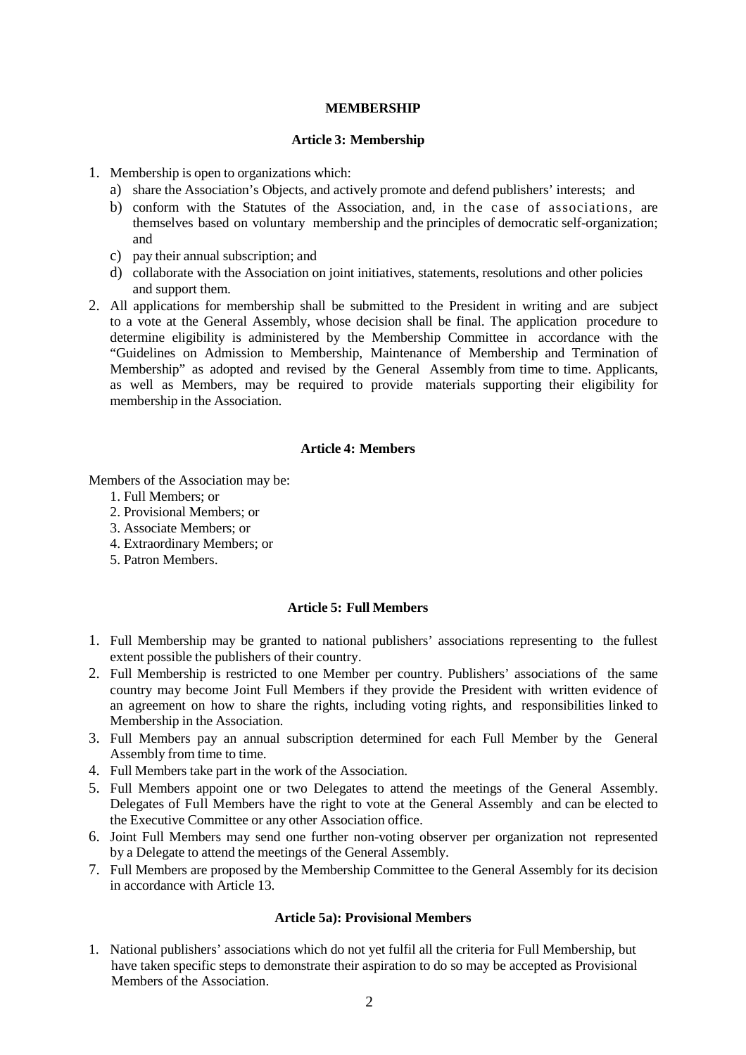## MEMBERSHIP

### Article 3: Membership

1. Membership is open to organizations which:
   a) share the Association's Objects, and actively promote and defend publishers' interests; and
   b) conform with the Statutes of the Association, and, in the case of associations, are themselves based on voluntary membership and the principles of democratic self-organization; and
   c) pay their annual subscription; and
   d) collaborate with the Association on joint initiatives, statements, resolutions and other policies and support them.
2. All applications for membership shall be submitted to the President in writing and are subject to a vote at the General Assembly, whose decision shall be final. The application procedure to determine eligibility is administered by the Membership Committee in accordance with the "Guidelines on Admission to Membership, Maintenance of Membership and Termination of Membership" as adopted and revised by the General Assembly from time to time. Applicants, as well as Members, may be required to provide materials supporting their eligibility for membership in the Association.

### Article 4: Members

Members of the Association may be:

1. Full Members; or
2. Provisional Members; or
3. Associate Members; or
4. Extraordinary Members; or
5. Patron Members.

### Article 5: Full Members

1. Full Membership may be granted to national publishers' associations representing to the fullest extent possible the publishers of their country.
2. Full Membership is restricted to one Member per country. Publishers' associations of the same country may become Joint Full Members if they provide the President with written evidence of an agreement on how to share the rights, including voting rights, and responsibilities linked to Membership in the Association.
3. Full Members pay an annual subscription determined for each Full Member by the General Assembly from time to time.
4. Full Members take part in the work of the Association.
5. Full Members appoint one or two Delegates to attend the meetings of the General Assembly. Delegates of Full Members have the right to vote at the General Assembly and can be elected to the Executive Committee or any other Association office.
6. Joint Full Members may send one further non-voting observer per organization not represented by a Delegate to attend the meetings of the General Assembly.
7. Full Members are proposed by the Membership Committee to the General Assembly for its decision in accordance with Article 13.

### Article 5a): Provisional Members

1. National publishers' associations which do not yet fulfil all the criteria for Full Membership, but have taken specific steps to demonstrate their aspiration to do so may be accepted as Provisional Members of the Association.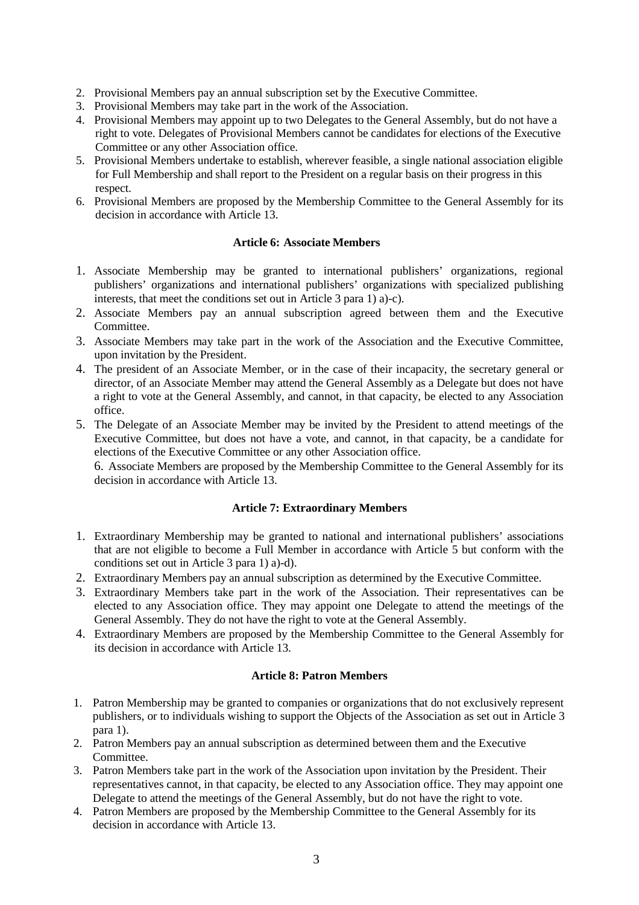2. Provisional Members pay an annual subscription set by the Executive Committee.
3. Provisional Members may take part in the work of the Association.
4. Provisional Members may appoint up to two Delegates to the General Assembly, but do not have a right to vote. Delegates of Provisional Members cannot be candidates for elections of the Executive Committee or any other Association office.
5. Provisional Members undertake to establish, wherever feasible, a single national association eligible for Full Membership and shall report to the President on a regular basis on their progress in this respect.
6. Provisional Members are proposed by the Membership Committee to the General Assembly for its decision in accordance with Article 13.

### Article 6: Associate Members

1. Associate Membership may be granted to international publishers' organizations, regional publishers' organizations and international publishers' organizations with specialized publishing interests, that meet the conditions set out in Article 3 para 1) a)-c).
2. Associate Members pay an annual subscription agreed between them and the Executive Committee.
3. Associate Members may take part in the work of the Association and the Executive Committee, upon invitation by the President.
4. The president of an Associate Member, or in the case of their incapacity, the secretary general or director, of an Associate Member may attend the General Assembly as a Delegate but does not have a right to vote at the General Assembly, and cannot, in that capacity, be elected to any Association office.
5. The Delegate of an Associate Member may be invited by the President to attend meetings of the Executive Committee, but does not have a vote, and cannot, in that capacity, be a candidate for elections of the Executive Committee or any other Association office.
6. Associate Members are proposed by the Membership Committee to the General Assembly for its decision in accordance with Article 13.

### Article 7: Extraordinary Members

1. Extraordinary Membership may be granted to national and international publishers' associations that are not eligible to become a Full Member in accordance with Article 5 but conform with the conditions set out in Article 3 para 1) a)-d).
2. Extraordinary Members pay an annual subscription as determined by the Executive Committee.
3. Extraordinary Members take part in the work of the Association. Their representatives can be elected to any Association office. They may appoint one Delegate to attend the meetings of the General Assembly. They do not have the right to vote at the General Assembly.
4. Extraordinary Members are proposed by the Membership Committee to the General Assembly for its decision in accordance with Article 13.

### Article 8: Patron Members

1. Patron Membership may be granted to companies or organizations that do not exclusively represent publishers, or to individuals wishing to support the Objects of the Association as set out in Article 3 para 1).
2. Patron Members pay an annual subscription as determined between them and the Executive Committee.
3. Patron Members take part in the work of the Association upon invitation by the President. Their representatives cannot, in that capacity, be elected to any Association office. They may appoint one Delegate to attend the meetings of the General Assembly, but do not have the right to vote.
4. Patron Members are proposed by the Membership Committee to the General Assembly for its decision in accordance with Article 13.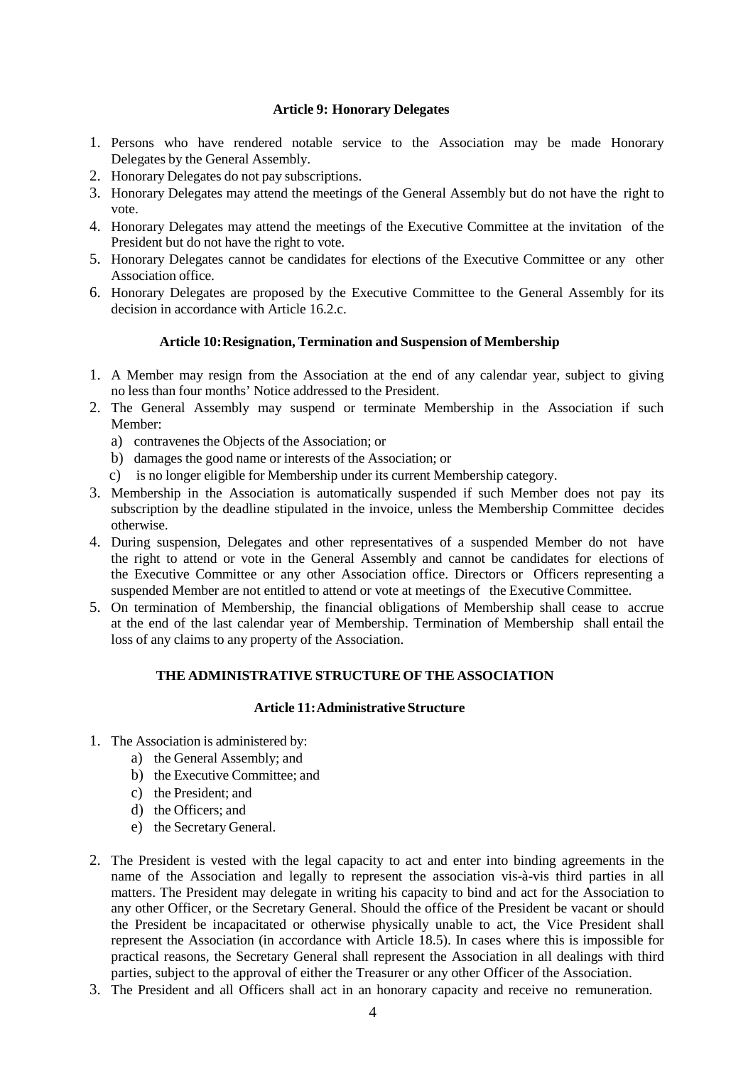### Article 9: Honorary Delegates

1. Persons who have rendered notable service to the Association may be made Honorary Delegates by the General Assembly.
2. Honorary Delegates do not pay subscriptions.
3. Honorary Delegates may attend the meetings of the General Assembly but do not have the right to vote.
4. Honorary Delegates may attend the meetings of the Executive Committee at the invitation of the President but do not have the right to vote.
5. Honorary Delegates cannot be candidates for elections of the Executive Committee or any other Association office.
6. Honorary Delegates are proposed by the Executive Committee to the General Assembly for its decision in accordance with Article 16.2.c.

### Article 10: Resignation, Termination and Suspension of Membership

1. A Member may resign from the Association at the end of any calendar year, subject to giving no less than four months' Notice addressed to the President.
2. The General Assembly may suspend or terminate Membership in the Association if such Member:
   a) contravenes the Objects of the Association; or
   b) damages the good name or interests of the Association; or
   c) is no longer eligible for Membership under its current Membership category.
3. Membership in the Association is automatically suspended if such Member does not pay its subscription by the deadline stipulated in the invoice, unless the Membership Committee decides otherwise.
4. During suspension, Delegates and other representatives of a suspended Member do not have the right to attend or vote in the General Assembly and cannot be candidates for elections of the Executive Committee or any other Association office. Directors or Officers representing a suspended Member are not entitled to attend or vote at meetings of the Executive Committee.
5. On termination of Membership, the financial obligations of Membership shall cease to accrue at the end of the last calendar year of Membership. Termination of Membership shall entail the loss of any claims to any property of the Association.

## THE ADMINISTRATIVE STRUCTURE OF THE ASSOCIATION

### Article 11: Administrative Structure

1. The Association is administered by:
   a) the General Assembly; and
   b) the Executive Committee; and
   c) the President; and
   d) the Officers; and
   e) the Secretary General.
2. The President is vested with the legal capacity to act and enter into binding agreements in the name of the Association and legally to represent the association vis-à-vis third parties in all matters. The President may delegate in writing his capacity to bind and act for the Association to any other Officer, or the Secretary General. Should the office of the President be vacant or should the President be incapacitated or otherwise physically unable to act, the Vice President shall represent the Association (in accordance with Article 18.5). In cases where this is impossible for practical reasons, the Secretary General shall represent the Association in all dealings with third parties, subject to the approval of either the Treasurer or any other Officer of the Association.
3. The President and all Officers shall act in an honorary capacity and receive no remuneration.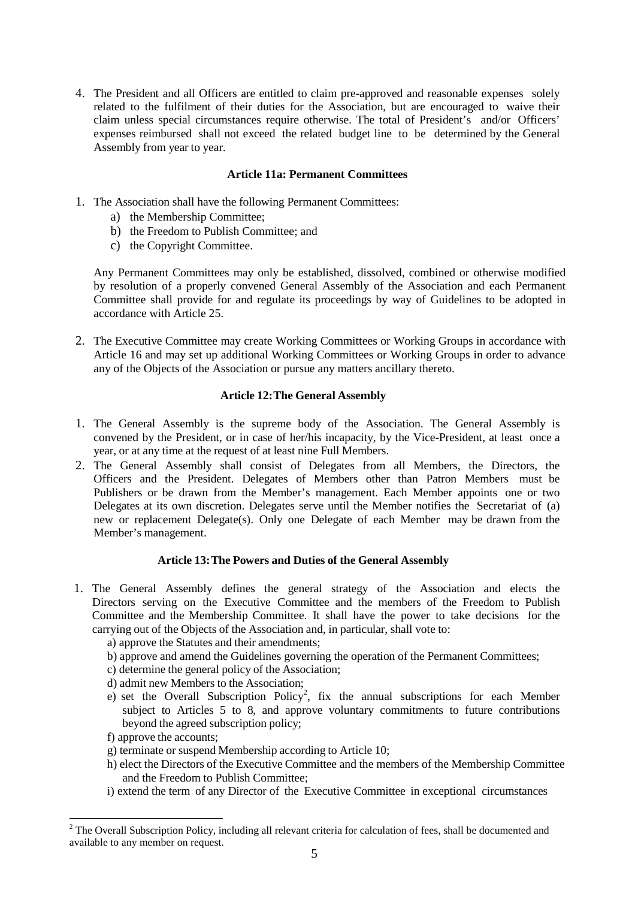4. The President and all Officers are entitled to claim pre-approved and reasonable expenses solely related to the fulfilment of their duties for the Association, but are encouraged to waive their claim unless special circumstances require otherwise. The total of President's and/or Officers' expenses reimbursed shall not exceed the related budget line to be determined by the General Assembly from year to year.

### Article 11a: Permanent Committees

1. The Association shall have the following Permanent Committees:
   a) the Membership Committee;
   b) the Freedom to Publish Committee; and
   c) the Copyright Committee.

   Any Permanent Committees may only be established, dissolved, combined or otherwise modified by resolution of a properly convened General Assembly of the Association and each Permanent Committee shall provide for and regulate its proceedings by way of Guidelines to be adopted in accordance with Article 25.

2. The Executive Committee may create Working Committees or Working Groups in accordance with Article 16 and may set up additional Working Committees or Working Groups in order to advance any of the Objects of the Association or pursue any matters ancillary thereto.

### Article 12: The General Assembly

1. The General Assembly is the supreme body of the Association. The General Assembly is convened by the President, or in case of her/his incapacity, by the Vice-President, at least once a year, or at any time at the request of at least nine Full Members.
2. The General Assembly shall consist of Delegates from all Members, the Directors, the Officers and the President. Delegates of Members other than Patron Members must be Publishers or be drawn from the Member's management. Each Member appoints one or two Delegates at its own discretion. Delegates serve until the Member notifies the Secretariat of (a) new or replacement Delegate(s). Only one Delegate of each Member may be drawn from the Member's management.

### Article 13: The Powers and Duties of the General Assembly

1. The General Assembly defines the general strategy of the Association and elects the Directors serving on the Executive Committee and the members of the Freedom to Publish Committee and the Membership Committee. It shall have the power to take decisions for the carrying out of the Objects of the Association and, in particular, shall vote to:
   a) approve the Statutes and their amendments;
   b) approve and amend the Guidelines governing the operation of the Permanent Committees;
   c) determine the general policy of the Association;
   d) admit new Members to the Association;
   e) set the Overall Subscription Policy[2], fix the annual subscriptions for each Member subject to Articles 5 to 8, and approve voluntary commitments to future contributions beyond the agreed subscription policy;
   f) approve the accounts;
   g) terminate or suspend Membership according to Article 10;
   h) elect the Directors of the Executive Committee and the members of the Membership Committee and the Freedom to Publish Committee;
   i) extend the term of any Director of the Executive Committee in exceptional circumstances

[2] The Overall Subscription Policy, including all relevant criteria for calculation of fees, shall be documented and available to any member on request.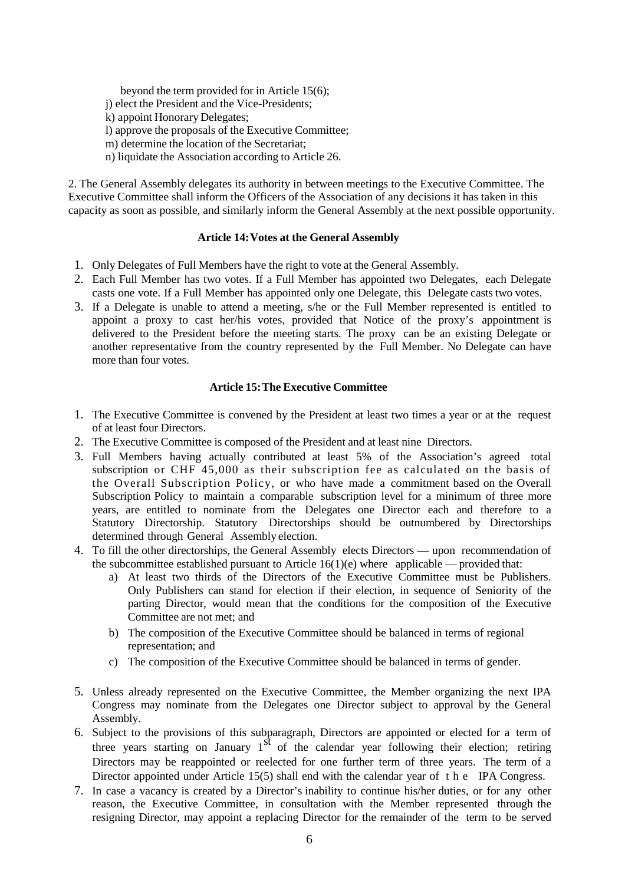beyond the term provided for in Article 15(6);

j) elect the President and the Vice-Presidents;

k) appoint Honorary Delegates;

l) approve the proposals of the Executive Committee;

m) determine the location of the Secretariat;

n) liquidate the Association according to Article 26.

2. The General Assembly delegates its authority in between meetings to the Executive Committee. The Executive Committee shall inform the Officers of the Association of any decisions it has taken in this capacity as soon as possible, and similarly inform the General Assembly at the next possible opportunity.

### Article 14: Votes at the General Assembly

1. Only Delegates of Full Members have the right to vote at the General Assembly.
2. Each Full Member has two votes. If a Full Member has appointed two Delegates, each Delegate casts one vote. If a Full Member has appointed only one Delegate, this Delegate casts two votes.
3. If a Delegate is unable to attend a meeting, s/he or the Full Member represented is entitled to appoint a proxy to cast her/his votes, provided that Notice of the proxy's appointment is delivered to the President before the meeting starts. The proxy can be an existing Delegate or another representative from the country represented by the Full Member. No Delegate can have more than four votes.

### Article 15: The Executive Committee

1. The Executive Committee is convened by the President at least two times a year or at the request of at least four Directors.
2. The Executive Committee is composed of the President and at least nine Directors.
3. Full Members having actually contributed at least 5% of the Association's agreed total subscription or CHF 45,000 as their subscription fee as calculated on the basis of the Overall Subscription Policy, or who have made a commitment based on the Overall Subscription Policy to maintain a comparable subscription level for a minimum of three more years, are entitled to nominate from the Delegates one Director each and therefore to a Statutory Directorship. Statutory Directorships should be outnumbered by Directorships determined through General Assembly election.
4. To fill the other directorships, the General Assembly elects Directors — upon recommendation of the subcommittee established pursuant to Article 16(1)(e) where applicable — provided that:
   a) At least two thirds of the Directors of the Executive Committee must be Publishers. Only Publishers can stand for election if their election, in sequence of Seniority of the parting Director, would mean that the conditions for the composition of the Executive Committee are not met; and
   b) The composition of the Executive Committee should be balanced in terms of regional representation; and
   c) The composition of the Executive Committee should be balanced in terms of gender.
5. Unless already represented on the Executive Committee, the Member organizing the next IPA Congress may nominate from the Delegates one Director subject to approval by the General Assembly.
6. Subject to the provisions of this subparagraph, Directors are appointed or elected for a term of three years starting on January 1st of the calendar year following their election; retiring Directors may be reappointed or reelected for one further term of three years. The term of a Director appointed under Article 15(5) shall end with the calendar year of the IPA Congress.
7. In case a vacancy is created by a Director's inability to continue his/her duties, or for any other reason, the Executive Committee, in consultation with the Member represented through the resigning Director, may appoint a replacing Director for the remainder of the term to be served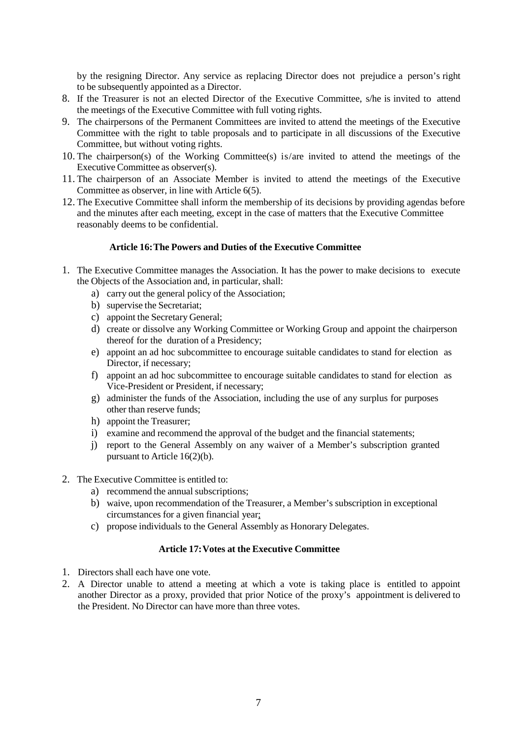by the resigning Director. Any service as replacing Director does not prejudice a person's right to be subsequently appointed as a Director.

8. If the Treasurer is not an elected Director of the Executive Committee, s/he is invited to attend the meetings of the Executive Committee with full voting rights.
9. The chairpersons of the Permanent Committees are invited to attend the meetings of the Executive Committee with the right to table proposals and to participate in all discussions of the Executive Committee, but without voting rights.
10. The chairperson(s) of the Working Committee(s) is/are invited to attend the meetings of the Executive Committee as observer(s).
11. The chairperson of an Associate Member is invited to attend the meetings of the Executive Committee as observer, in line with Article 6(5).
12. The Executive Committee shall inform the membership of its decisions by providing agendas before and the minutes after each meeting, except in the case of matters that the Executive Committee reasonably deems to be confidential.

### Article 16: The Powers and Duties of the Executive Committee

1. The Executive Committee manages the Association. It has the power to make decisions to execute the Objects of the Association and, in particular, shall:
   a) carry out the general policy of the Association;
   b) supervise the Secretariat;
   c) appoint the Secretary General;
   d) create or dissolve any Working Committee or Working Group and appoint the chairperson thereof for the duration of a Presidency;
   e) appoint an ad hoc subcommittee to encourage suitable candidates to stand for election as Director, if necessary;
   f) appoint an ad hoc subcommittee to encourage suitable candidates to stand for election as Vice-President or President, if necessary;
   g) administer the funds of the Association, including the use of any surplus for purposes other than reserve funds;
   h) appoint the Treasurer;
   i) examine and recommend the approval of the budget and the financial statements;
   j) report to the General Assembly on any waiver of a Member's subscription granted pursuant to Article 16(2)(b).
2. The Executive Committee is entitled to:
   a) recommend the annual subscriptions;
   b) waive, upon recommendation of the Treasurer, a Member's subscription in exceptional circumstances for a given financial year;
   c) propose individuals to the General Assembly as Honorary Delegates.

### Article 17: Votes at the Executive Committee

1. Directors shall each have one vote.
2. A Director unable to attend a meeting at which a vote is taking place is entitled to appoint another Director as a proxy, provided that prior Notice of the proxy's appointment is delivered to the President. No Director can have more than three votes.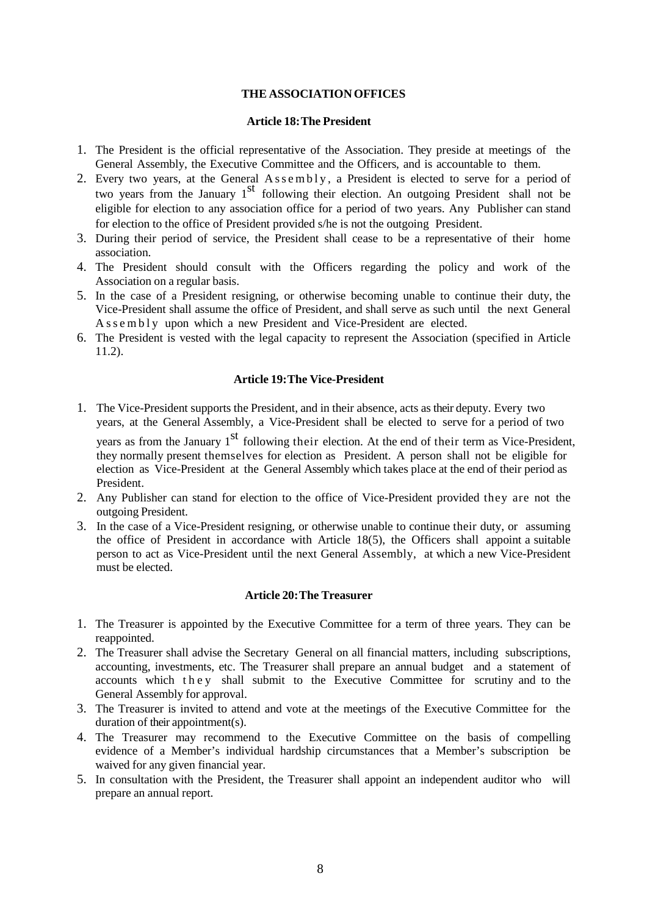## THE ASSOCIATION OFFICES

### Article 18: The President

1. The President is the official representative of the Association. They preside at meetings of the General Assembly, the Executive Committee and the Officers, and is accountable to them.
2. Every two years, at the General Assembly, a President is elected to serve for a period of two years from the January 1st following their election. An outgoing President shall not be eligible for election to any association office for a period of two years. Any Publisher can stand for election to the office of President provided s/he is not the outgoing President.
3. During their period of service, the President shall cease to be a representative of their home association.
4. The President should consult with the Officers regarding the policy and work of the Association on a regular basis.
5. In the case of a President resigning, or otherwise becoming unable to continue their duty, the Vice-President shall assume the office of President, and shall serve as such until the next General Assembly upon which a new President and Vice-President are elected.
6. The President is vested with the legal capacity to represent the Association (specified in Article 11.2).

### Article 19: The Vice-President

1. The Vice-President supports the President, and in their absence, acts as their deputy. Every two years, at the General Assembly, a Vice-President shall be elected to serve for a period of two years as from the January 1st following their election. At the end of their term as Vice-President, they normally present themselves for election as President. A person shall not be eligible for election as Vice-President at the General Assembly which takes place at the end of their period as President.
2. Any Publisher can stand for election to the office of Vice-President provided they are not the outgoing President.
3. In the case of a Vice-President resigning, or otherwise unable to continue their duty, or assuming the office of President in accordance with Article 18(5), the Officers shall appoint a suitable person to act as Vice-President until the next General Assembly, at which a new Vice-President must be elected.

### Article 20: The Treasurer

1. The Treasurer is appointed by the Executive Committee for a term of three years. They can be reappointed.
2. The Treasurer shall advise the Secretary General on all financial matters, including subscriptions, accounting, investments, etc. The Treasurer shall prepare an annual budget and a statement of accounts which they shall submit to the Executive Committee for scrutiny and to the General Assembly for approval.
3. The Treasurer is invited to attend and vote at the meetings of the Executive Committee for the duration of their appointment(s).
4. The Treasurer may recommend to the Executive Committee on the basis of compelling evidence of a Member's individual hardship circumstances that a Member's subscription be waived for any given financial year.
5. In consultation with the President, the Treasurer shall appoint an independent auditor who will prepare an annual report.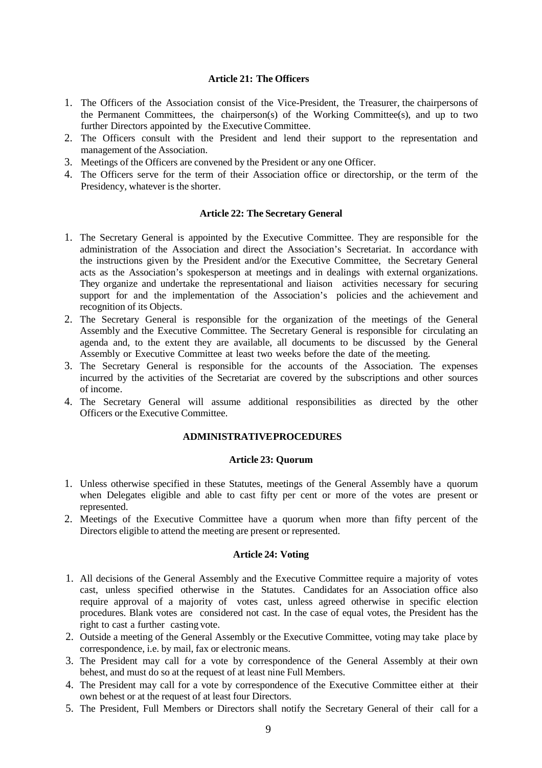### Article 21: The Officers

1. The Officers of the Association consist of the Vice-President, the Treasurer, the chairpersons of the Permanent Committees, the chairperson(s) of the Working Committee(s), and up to two further Directors appointed by the Executive Committee.
2. The Officers consult with the President and lend their support to the representation and management of the Association.
3. Meetings of the Officers are convened by the President or any one Officer.
4. The Officers serve for the term of their Association office or directorship, or the term of the Presidency, whatever is the shorter.

### Article 22: The Secretary General

1. The Secretary General is appointed by the Executive Committee. They are responsible for the administration of the Association and direct the Association's Secretariat. In accordance with the instructions given by the President and/or the Executive Committee, the Secretary General acts as the Association's spokesperson at meetings and in dealings with external organizations. They organize and undertake the representational and liaison activities necessary for securing support for and the implementation of the Association's policies and the achievement and recognition of its Objects.
2. The Secretary General is responsible for the organization of the meetings of the General Assembly and the Executive Committee. The Secretary General is responsible for circulating an agenda and, to the extent they are available, all documents to be discussed by the General Assembly or Executive Committee at least two weeks before the date of the meeting.
3. The Secretary General is responsible for the accounts of the Association. The expenses incurred by the activities of the Secretariat are covered by the subscriptions and other sources of income.
4. The Secretary General will assume additional responsibilities as directed by the other Officers or the Executive Committee.

## ADMINISTRATIVEPROCEDURES

### Article 23: Quorum

1. Unless otherwise specified in these Statutes, meetings of the General Assembly have a quorum when Delegates eligible and able to cast fifty per cent or more of the votes are present or represented.
2. Meetings of the Executive Committee have a quorum when more than fifty percent of the Directors eligible to attend the meeting are present or represented.

### Article 24: Voting

1. All decisions of the General Assembly and the Executive Committee require a majority of votes cast, unless specified otherwise in the Statutes. Candidates for an Association office also require approval of a majority of votes cast, unless agreed otherwise in specific election procedures. Blank votes are considered not cast. In the case of equal votes, the President has the right to cast a further casting vote.
2. Outside a meeting of the General Assembly or the Executive Committee, voting may take place by correspondence, i.e. by mail, fax or electronic means.
3. The President may call for a vote by correspondence of the General Assembly at their own behest, and must do so at the request of at least nine Full Members.
4. The President may call for a vote by correspondence of the Executive Committee either at their own behest or at the request of at least four Directors.
5. The President, Full Members or Directors shall notify the Secretary General of their call for a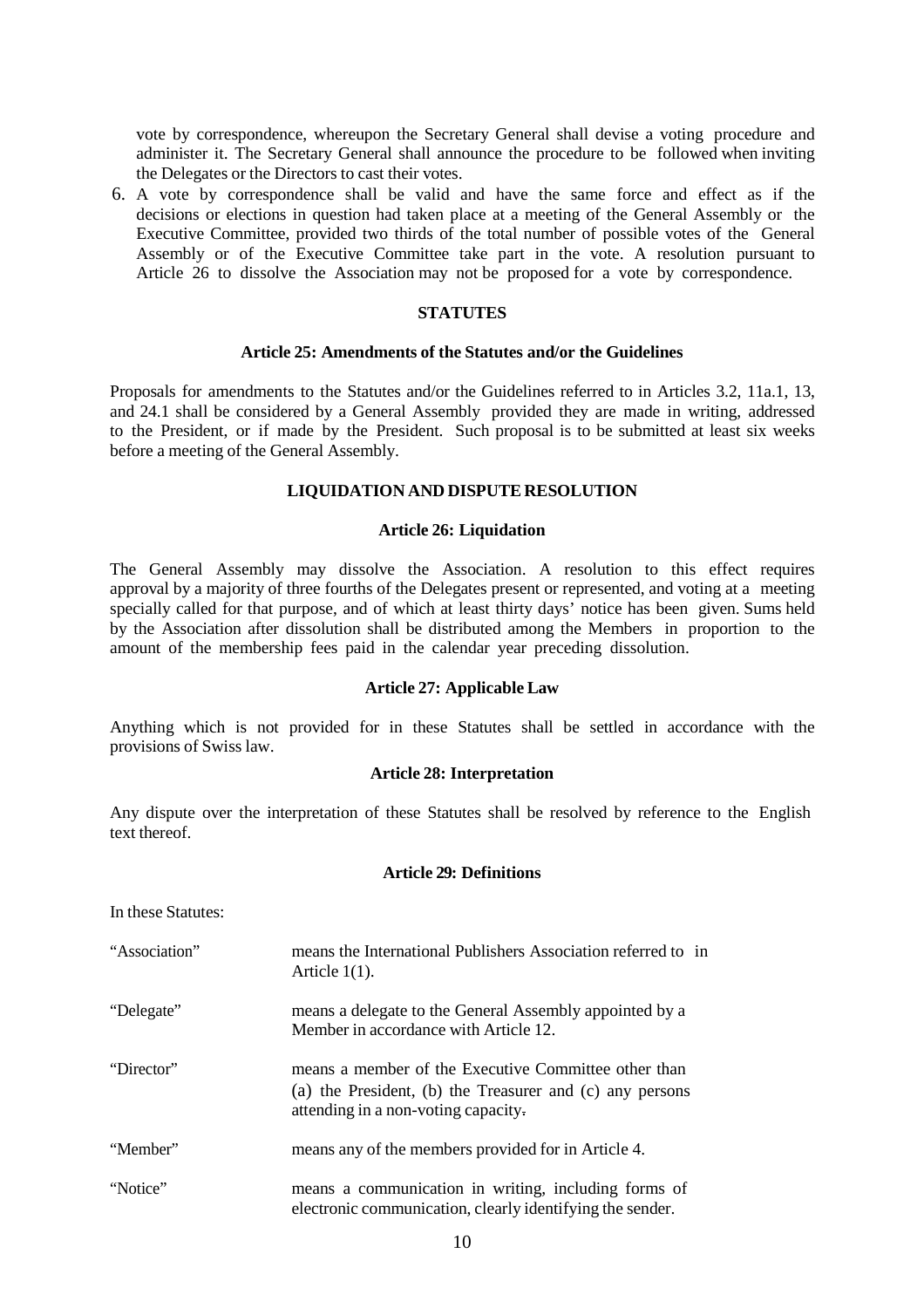vote by correspondence, whereupon the Secretary General shall devise a voting procedure and administer it. The Secretary General shall announce the procedure to be followed when inviting the Delegates or the Directors to cast their votes.

6. A vote by correspondence shall be valid and have the same force and effect as if the decisions or elections in question had taken place at a meeting of the General Assembly or the Executive Committee, provided two thirds of the total number of possible votes of the General Assembly or of the Executive Committee take part in the vote. A resolution pursuant to Article 26 to dissolve the Association may not be proposed for a vote by correspondence.

## STATUTES

### Article 25: Amendments of the Statutes and/or the Guidelines

Proposals for amendments to the Statutes and/or the Guidelines referred to in Articles 3.2, 11a.1, 13, and 24.1 shall be considered by a General Assembly provided they are made in writing, addressed to the President, or if made by the President. Such proposal is to be submitted at least six weeks before a meeting of the General Assembly.

## LIQUIDATION AND DISPUTE RESOLUTION

### Article 26: Liquidation

The General Assembly may dissolve the Association. A resolution to this effect requires approval by a majority of three fourths of the Delegates present or represented, and voting at a meeting specially called for that purpose, and of which at least thirty days' notice has been given. Sums held by the Association after dissolution shall be distributed among the Members in proportion to the amount of the membership fees paid in the calendar year preceding dissolution.

### Article 27: Applicable Law

Anything which is not provided for in these Statutes shall be settled in accordance with the provisions of Swiss law.

### Article 28: Interpretation

Any dispute over the interpretation of these Statutes shall be resolved by reference to the English text thereof.

### Article 29: Definitions

In these Statutes:

| | |
|---|---|
| "Association" | means the International Publishers Association referred to in Article 1(1). |
| "Delegate" | means a delegate to the General Assembly appointed by a Member in accordance with Article 12. |
| "Director" | means a member of the Executive Committee other than (a) the President, (b) the Treasurer and (c) any persons attending in a non-voting capacity. |
| "Member" | means any of the members provided for in Article 4. |
| "Notice" | means a communication in writing, including forms of electronic communication, clearly identifying the sender. |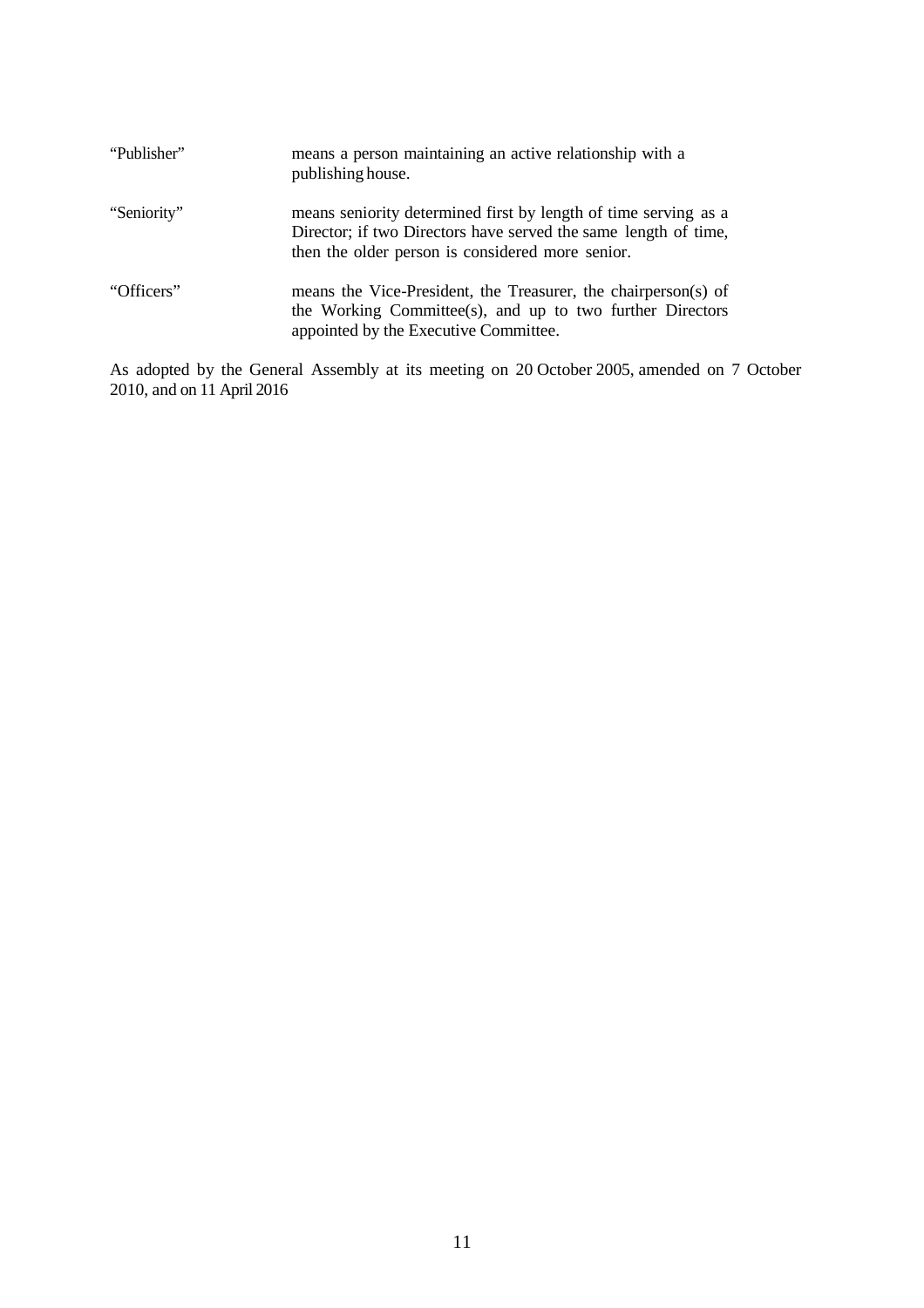| | |
|---|---|
| "Publisher" | means a person maintaining an active relationship with a publishing house. |
| "Seniority" | means seniority determined first by length of time serving as a Director; if two Directors have served the same length of time, then the older person is considered more senior. |
| "Officers" | means the Vice-President, the Treasurer, the chairperson(s) of the Working Committee(s), and up to two further Directors appointed by the Executive Committee. |

As adopted by the General Assembly at its meeting on 20 October 2005, amended on 7 October 2010, and on 11 April 2016